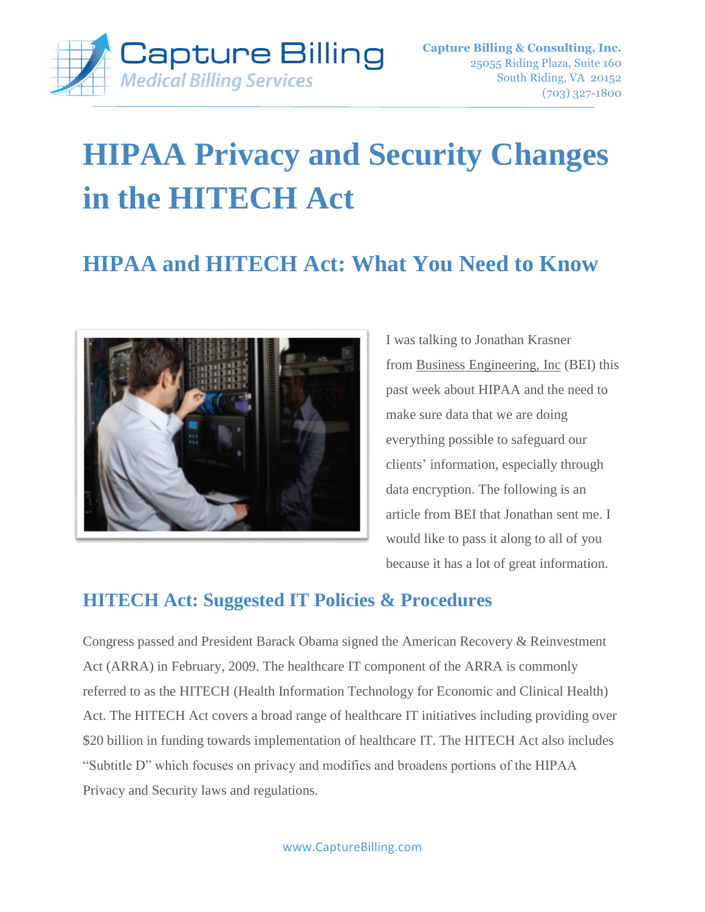Capture Billing
Medical Billing Services

**Capture Billing & Consulting, Inc.**
25055 Riding Plaza, Suite 160
South Riding, VA 20152
(703) 327-1800

# HIPAA Privacy and Security Changes in the HITECH Act

## HIPAA and HITECH Act: What You Need to Know

I was talking to Jonathan Krasner from Business Engineering, Inc (BEI) this past week about HIPAA and the need to make sure data that we are doing everything possible to safeguard our clients' information, especially through data encryption. The following is an article from BEI that Jonathan sent me. I would like to pass it along to all of you because it has a lot of great information.

### HITECH Act: Suggested IT Policies & Procedures

Congress passed and President Barack Obama signed the American Recovery & Reinvestment Act (ARRA) in February, 2009. The healthcare IT component of the ARRA is commonly referred to as the HITECH (Health Information Technology for Economic and Clinical Health) Act. The HITECH Act covers a broad range of healthcare IT initiatives including providing over $20 billion in funding towards implementation of healthcare IT. The HITECH Act also includes "Subtitle D" which focuses on privacy and modifies and broadens portions of the HIPAA Privacy and Security laws and regulations.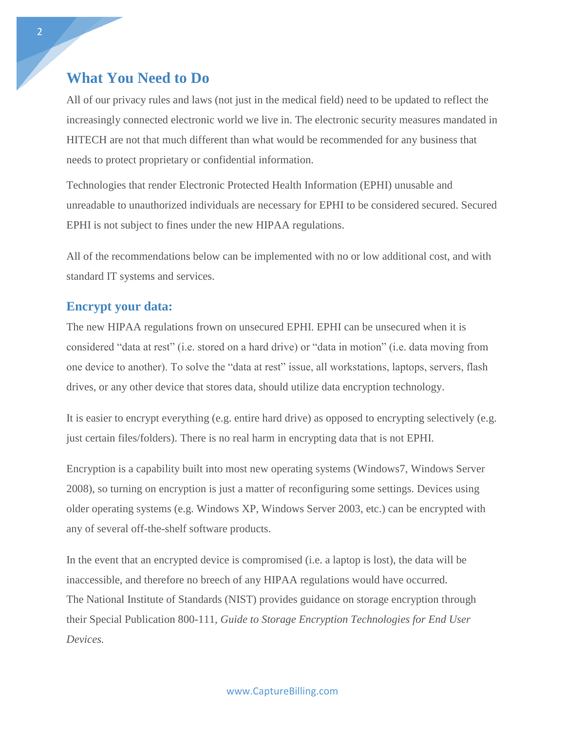## What You Need to Do

All of our privacy rules and laws (not just in the medical field) need to be updated to reflect the increasingly connected electronic world we live in. The electronic security measures mandated in HITECH are not that much different than what would be recommended for any business that needs to protect proprietary or confidential information.

Technologies that render Electronic Protected Health Information (EPHI) unusable and unreadable to unauthorized individuals are necessary for EPHI to be considered secured. Secured EPHI is not subject to fines under the new HIPAA regulations.

All of the recommendations below can be implemented with no or low additional cost, and with standard IT systems and services.

### Encrypt your data:

The new HIPAA regulations frown on unsecured EPHI. EPHI can be unsecured when it is considered "data at rest" (i.e. stored on a hard drive) or "data in motion" (i.e. data moving from one device to another). To solve the "data at rest" issue, all workstations, laptops, servers, flash drives, or any other device that stores data, should utilize data encryption technology.

It is easier to encrypt everything (e.g. entire hard drive) as opposed to encrypting selectively (e.g. just certain files/folders). There is no real harm in encrypting data that is not EPHI.

Encryption is a capability built into most new operating systems (Windows7, Windows Server 2008), so turning on encryption is just a matter of reconfiguring some settings. Devices using older operating systems (e.g. Windows XP, Windows Server 2003, etc.) can be encrypted with any of several off-the-shelf software products.

In the event that an encrypted device is compromised (i.e. a laptop is lost), the data will be inaccessible, and therefore no breech of any HIPAA regulations would have occurred. The National Institute of Standards (NIST) provides guidance on storage encryption through their Special Publication 800-111, *Guide to Storage Encryption Technologies for End User Devices.*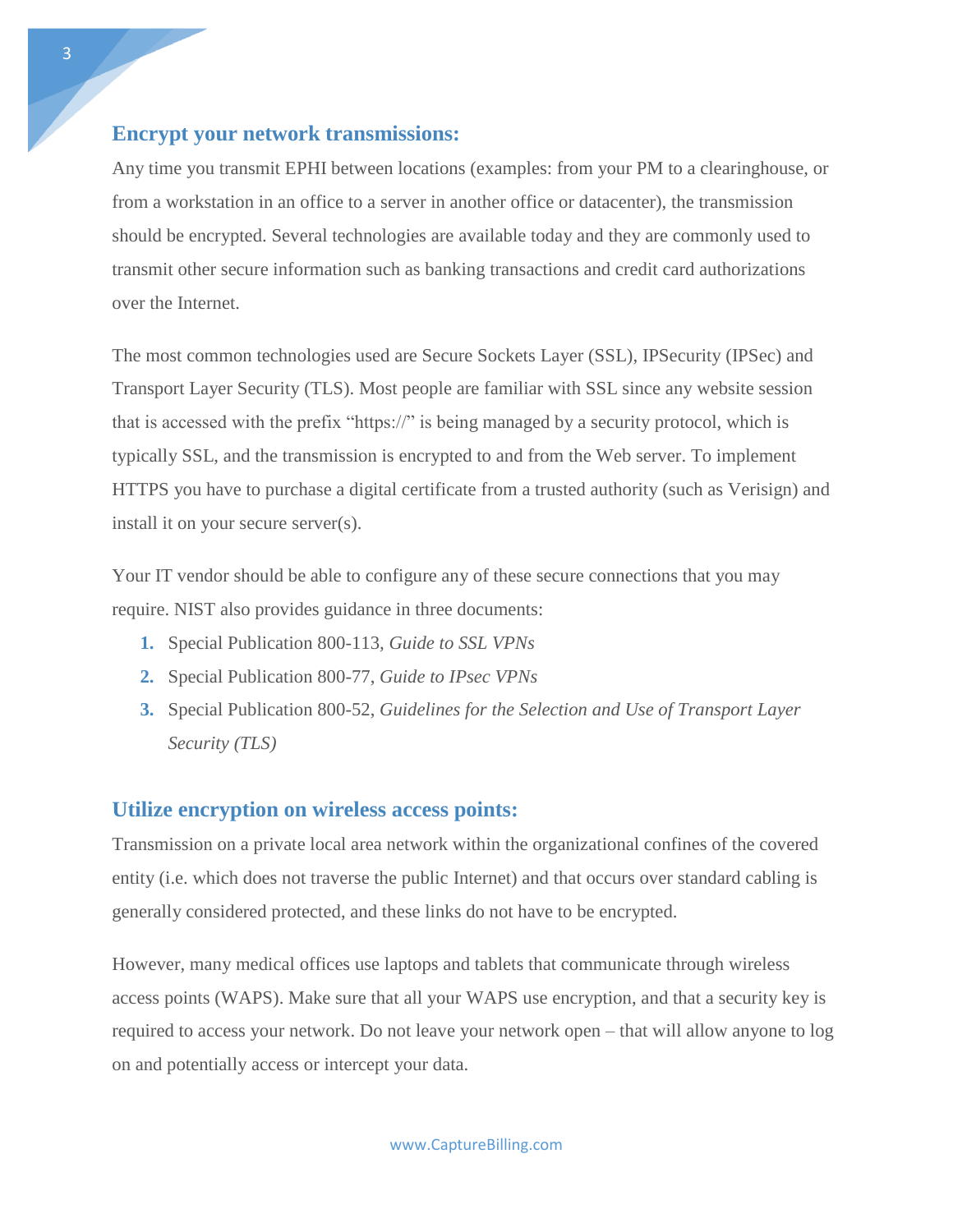## Encrypt your network transmissions:

Any time you transmit EPHI between locations (examples: from your PM to a clearinghouse, or from a workstation in an office to a server in another office or datacenter), the transmission should be encrypted. Several technologies are available today and they are commonly used to transmit other secure information such as banking transactions and credit card authorizations over the Internet.

The most common technologies used are Secure Sockets Layer (SSL), IPSecurity (IPSec) and Transport Layer Security (TLS). Most people are familiar with SSL since any website session that is accessed with the prefix "https://" is being managed by a security protocol, which is typically SSL, and the transmission is encrypted to and from the Web server. To implement HTTPS you have to purchase a digital certificate from a trusted authority (such as Verisign) and install it on your secure server(s).

Your IT vendor should be able to configure any of these secure connections that you may require. NIST also provides guidance in three documents:

1. Special Publication 800-113, *Guide to SSL VPNs*
2. Special Publication 800-77, *Guide to IPsec VPNs*
3. Special Publication 800-52, *Guidelines for the Selection and Use of Transport Layer Security (TLS)*

## Utilize encryption on wireless access points:

Transmission on a private local area network within the organizational confines of the covered entity (i.e. which does not traverse the public Internet) and that occurs over standard cabling is generally considered protected, and these links do not have to be encrypted.

However, many medical offices use laptops and tablets that communicate through wireless access points (WAPS). Make sure that all your WAPS use encryption, and that a security key is required to access your network. Do not leave your network open – that will allow anyone to log on and potentially access or intercept your data.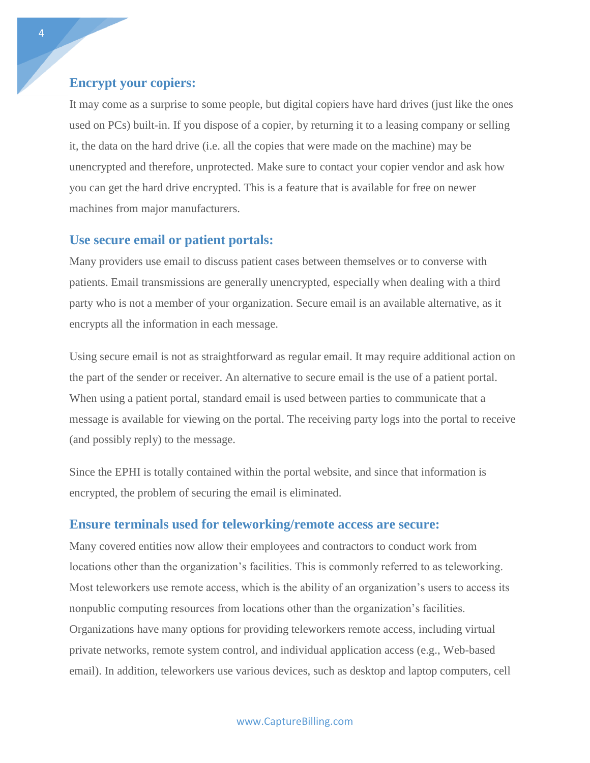## Encrypt your copiers:

It may come as a surprise to some people, but digital copiers have hard drives (just like the ones used on PCs) built-in. If you dispose of a copier, by returning it to a leasing company or selling it, the data on the hard drive (i.e. all the copies that were made on the machine) may be unencrypted and therefore, unprotected. Make sure to contact your copier vendor and ask how you can get the hard drive encrypted. This is a feature that is available for free on newer machines from major manufacturers.

## Use secure email or patient portals:

Many providers use email to discuss patient cases between themselves or to converse with patients. Email transmissions are generally unencrypted, especially when dealing with a third party who is not a member of your organization. Secure email is an available alternative, as it encrypts all the information in each message.

Using secure email is not as straightforward as regular email. It may require additional action on the part of the sender or receiver. An alternative to secure email is the use of a patient portal. When using a patient portal, standard email is used between parties to communicate that a message is available for viewing on the portal. The receiving party logs into the portal to receive (and possibly reply) to the message.

Since the EPHI is totally contained within the portal website, and since that information is encrypted, the problem of securing the email is eliminated.

## Ensure terminals used for teleworking/remote access are secure:

Many covered entities now allow their employees and contractors to conduct work from locations other than the organization's facilities. This is commonly referred to as teleworking. Most teleworkers use remote access, which is the ability of an organization's users to access its nonpublic computing resources from locations other than the organization's facilities. Organizations have many options for providing teleworkers remote access, including virtual private networks, remote system control, and individual application access (e.g., Web-based email). In addition, teleworkers use various devices, such as desktop and laptop computers, cell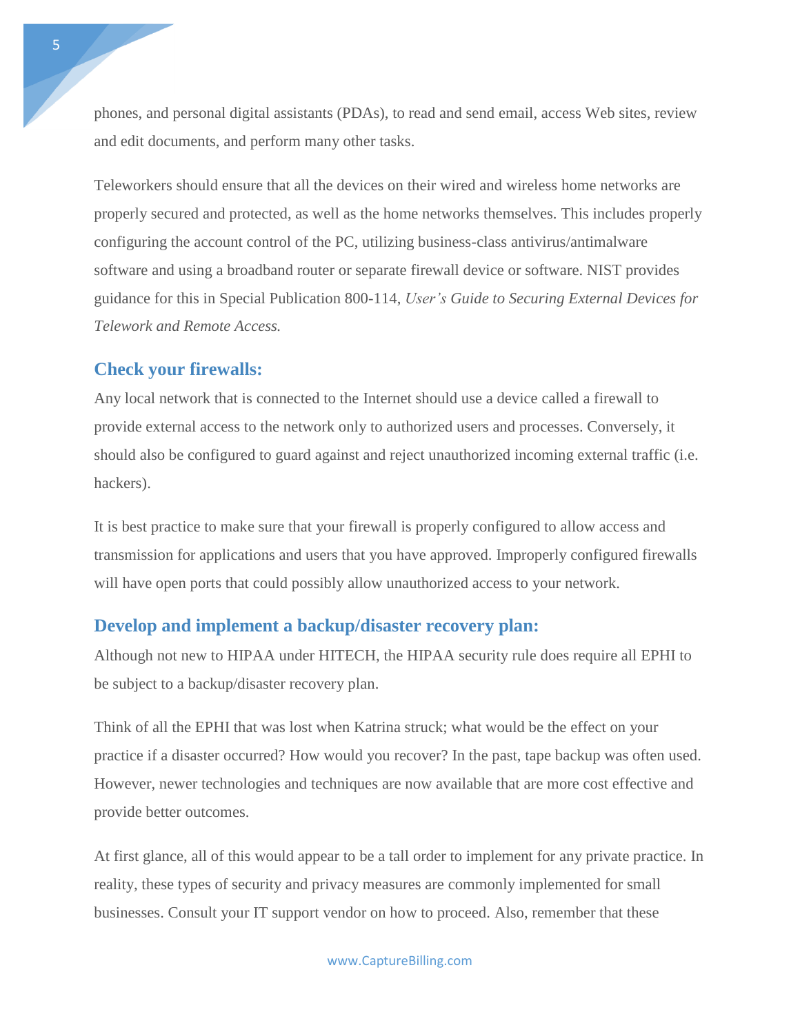phones, and personal digital assistants (PDAs), to read and send email, access Web sites, review and edit documents, and perform many other tasks.

Teleworkers should ensure that all the devices on their wired and wireless home networks are properly secured and protected, as well as the home networks themselves. This includes properly configuring the account control of the PC, utilizing business-class antivirus/antimalware software and using a broadband router or separate firewall device or software. NIST provides guidance for this in Special Publication 800-114, *User's Guide to Securing External Devices for Telework and Remote Access.*

## Check your firewalls:

Any local network that is connected to the Internet should use a device called a firewall to provide external access to the network only to authorized users and processes. Conversely, it should also be configured to guard against and reject unauthorized incoming external traffic (i.e. hackers).

It is best practice to make sure that your firewall is properly configured to allow access and transmission for applications and users that you have approved. Improperly configured firewalls will have open ports that could possibly allow unauthorized access to your network.

## Develop and implement a backup/disaster recovery plan:

Although not new to HIPAA under HITECH, the HIPAA security rule does require all EPHI to be subject to a backup/disaster recovery plan.

Think of all the EPHI that was lost when Katrina struck; what would be the effect on your practice if a disaster occurred? How would you recover? In the past, tape backup was often used. However, newer technologies and techniques are now available that are more cost effective and provide better outcomes.

At first glance, all of this would appear to be a tall order to implement for any private practice. In reality, these types of security and privacy measures are commonly implemented for small businesses. Consult your IT support vendor on how to proceed. Also, remember that these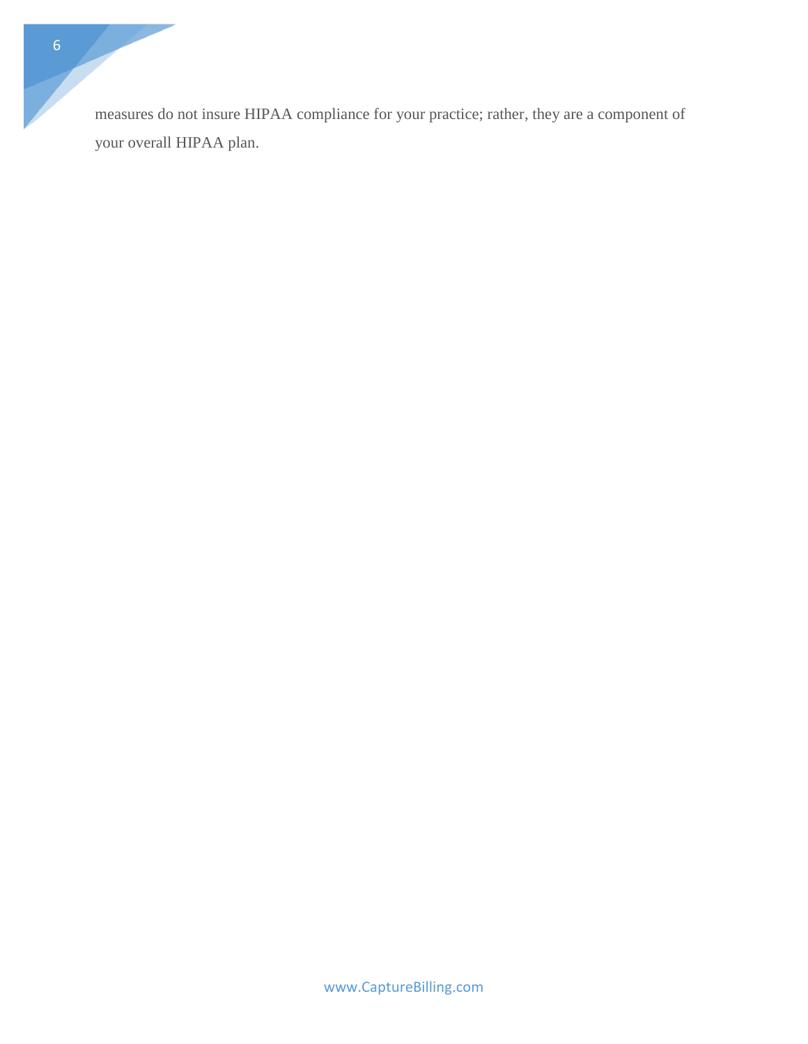measures do not insure HIPAA compliance for your practice; rather, they are a component of your overall HIPAA plan.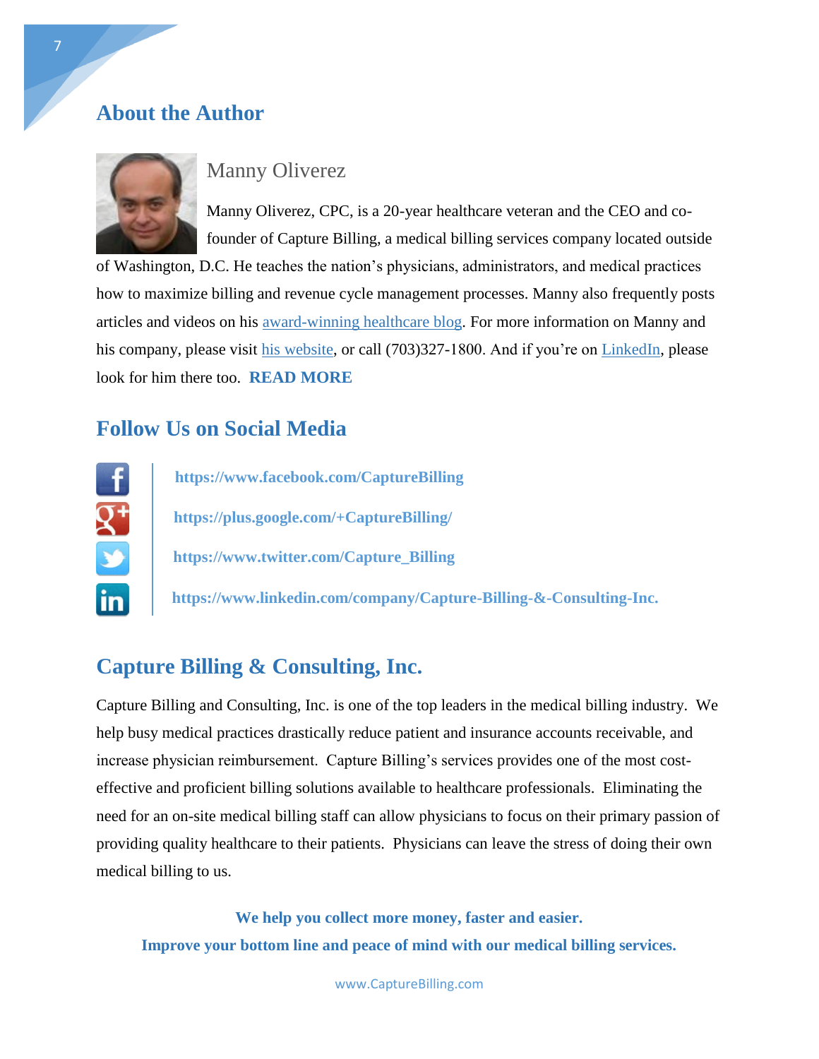## About the Author

### Manny Oliverez

Manny Oliverez, CPC, is a 20-year healthcare veteran and the CEO and co-founder of Capture Billing, a medical billing services company located outside of Washington, D.C. He teaches the nation's physicians, administrators, and medical practices how to maximize billing and revenue cycle management processes. Manny also frequently posts articles and videos on his award-winning healthcare blog. For more information on Manny and his company, please visit his website, or call (703)327-1800. And if you're on LinkedIn, please look for him there too. **READ MORE**

## Follow Us on Social Media

**https://www.facebook.com/CaptureBilling**

**https://plus.google.com/+CaptureBilling/**

**https://www.twitter.com/Capture_Billing**

**https://www.linkedin.com/company/Capture-Billing-&-Consulting-Inc.**

## Capture Billing & Consulting, Inc.

Capture Billing and Consulting, Inc. is one of the top leaders in the medical billing industry. We help busy medical practices drastically reduce patient and insurance accounts receivable, and increase physician reimbursement. Capture Billing's services provides one of the most cost-effective and proficient billing solutions available to healthcare professionals. Eliminating the need for an on-site medical billing staff can allow physicians to focus on their primary passion of providing quality healthcare to their patients. Physicians can leave the stress of doing their own medical billing to us.

**We help you collect more money, faster and easier.**
**Improve your bottom line and peace of mind with our medical billing services.**

www.CaptureBilling.com